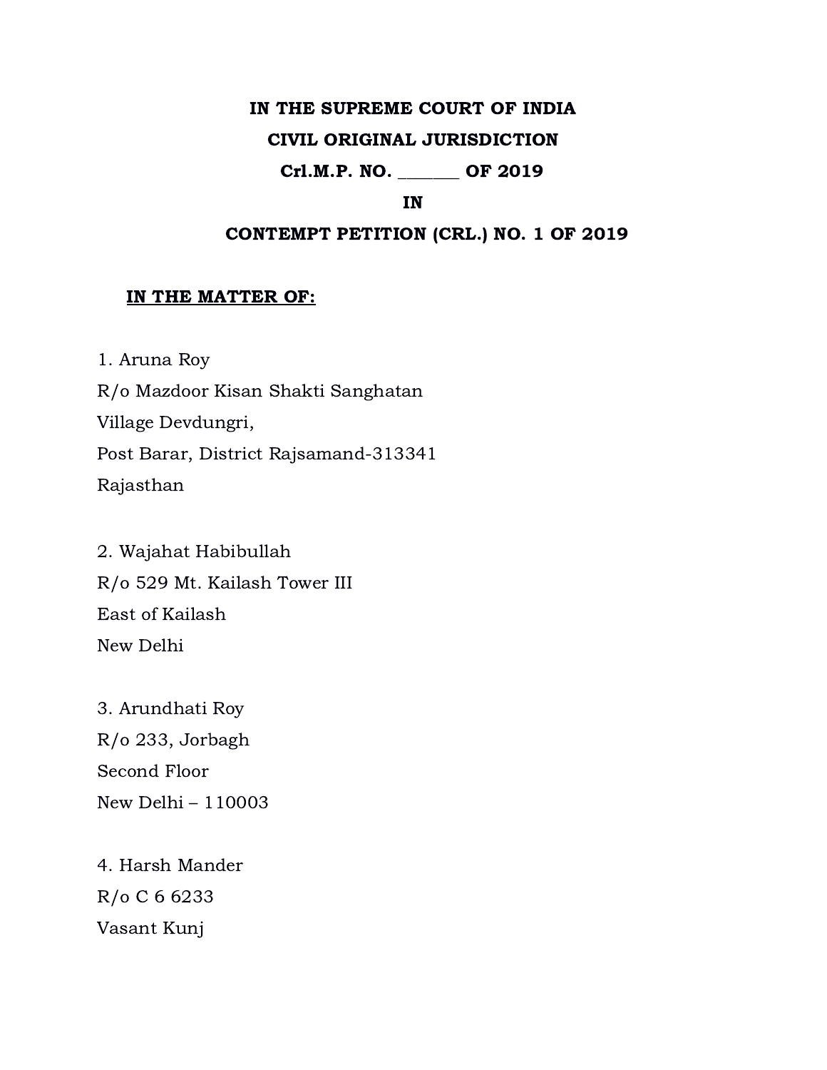**IN THE SUPREME COURT OF INDIA**

**CIVIL ORIGINAL JURISDICTION**

**Crl.M.P. NO. _______ OF 2019**

**IN**

**CONTEMPT PETITION (CRL.) NO. 1 OF 2019**

**IN THE MATTER OF:**

1. Aruna Roy
R/o Mazdoor Kisan Shakti Sanghatan
Village Devdungri,
Post Barar, District Rajsamand-313341
Rajasthan

2. Wajahat Habibullah
R/o 529 Mt. Kailash Tower III
East of Kailash
New Delhi

3. Arundhati Roy
R/o 233, Jorbagh
Second Floor
New Delhi – 110003

4. Harsh Mander
R/o C 6 6233
Vasant Kunj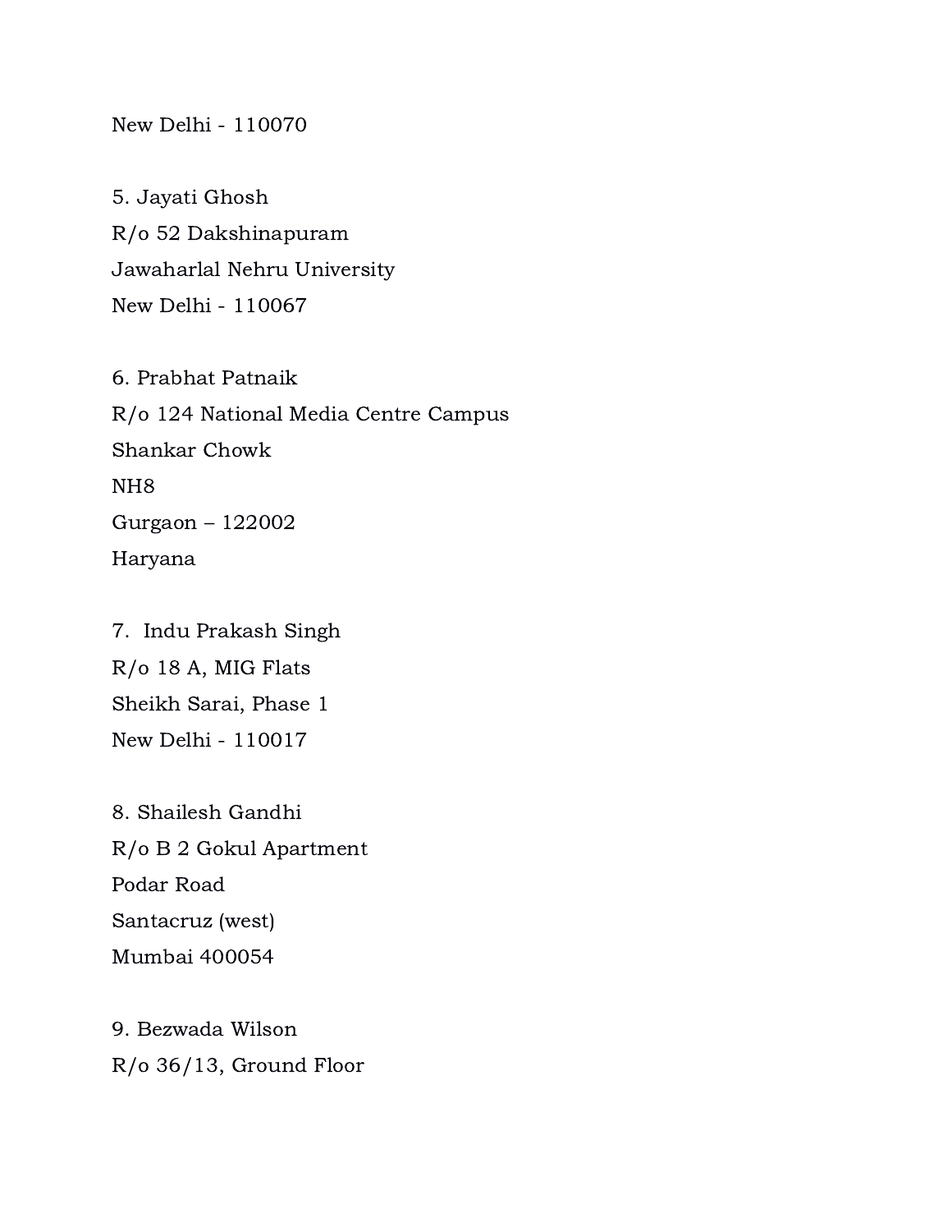New Delhi - 110070

5. Jayati Ghosh
R/o 52 Dakshinapuram
Jawaharlal Nehru University
New Delhi - 110067

6. Prabhat Patnaik
R/o 124 National Media Centre Campus
Shankar Chowk
NH8
Gurgaon – 122002
Haryana

7. Indu Prakash Singh
R/o 18 A, MIG Flats
Sheikh Sarai, Phase 1
New Delhi - 110017

8. Shailesh Gandhi
R/o B 2 Gokul Apartment
Podar Road
Santacruz (west)
Mumbai 400054

9. Bezwada Wilson
R/o 36/13, Ground Floor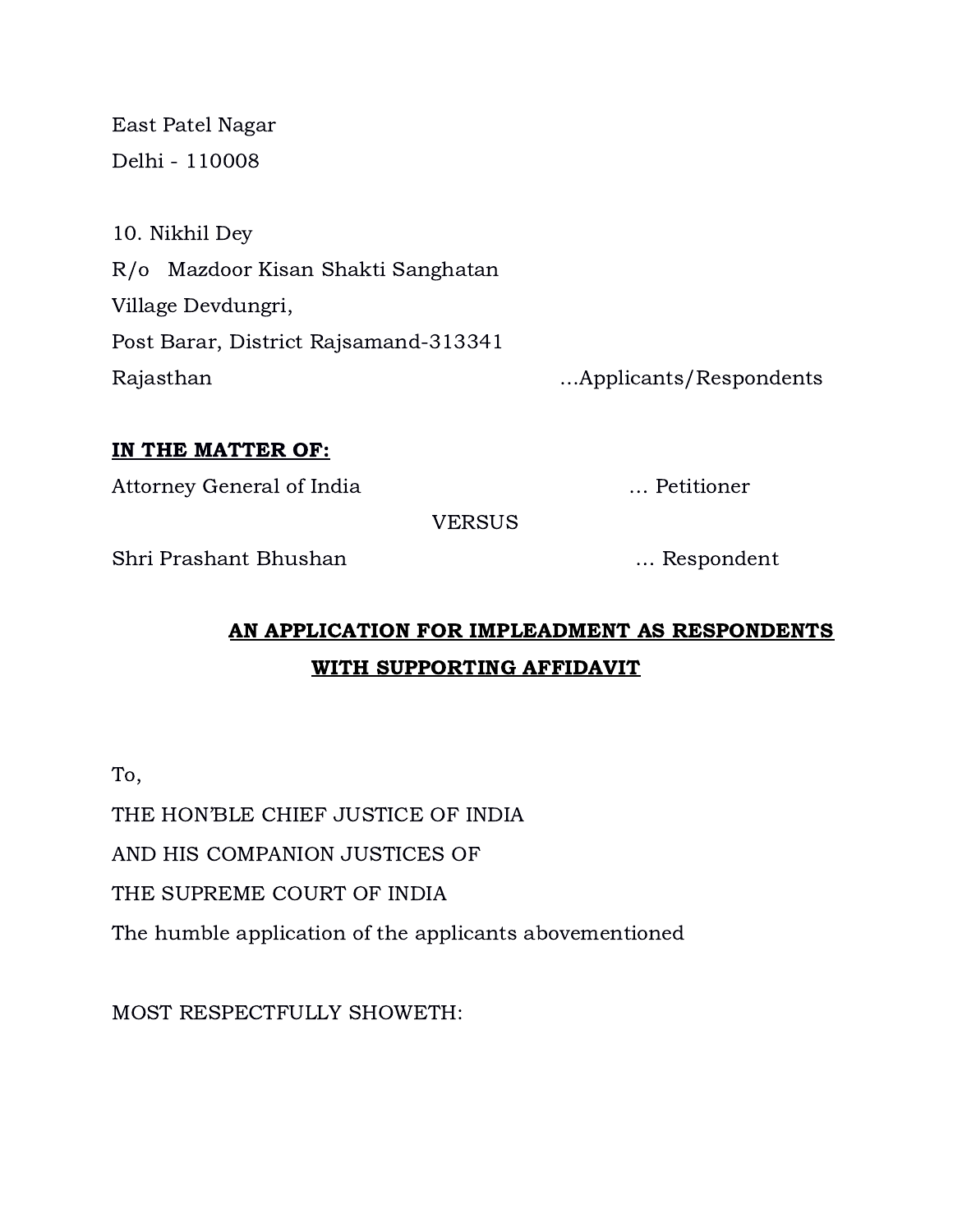East Patel Nagar
Delhi - 110008

10. Nikhil Dey
R/o Mazdoor Kisan Shakti Sanghatan
Village Devdungri,
Post Barar, District Rajsamand-313341
Rajasthan ...Applicants/Respondents

**IN THE MATTER OF:**

Attorney General of India ... Petitioner

VERSUS

Shri Prashant Bhushan ... Respondent

**AN APPLICATION FOR IMPLEADMENT AS RESPONDENTS WITH SUPPORTING AFFIDAVIT**

To,

THE HON'BLE CHIEF JUSTICE OF INDIA

AND HIS COMPANION JUSTICES OF

THE SUPREME COURT OF INDIA

The humble application of the applicants abovementioned

MOST RESPECTFULLY SHOWETH: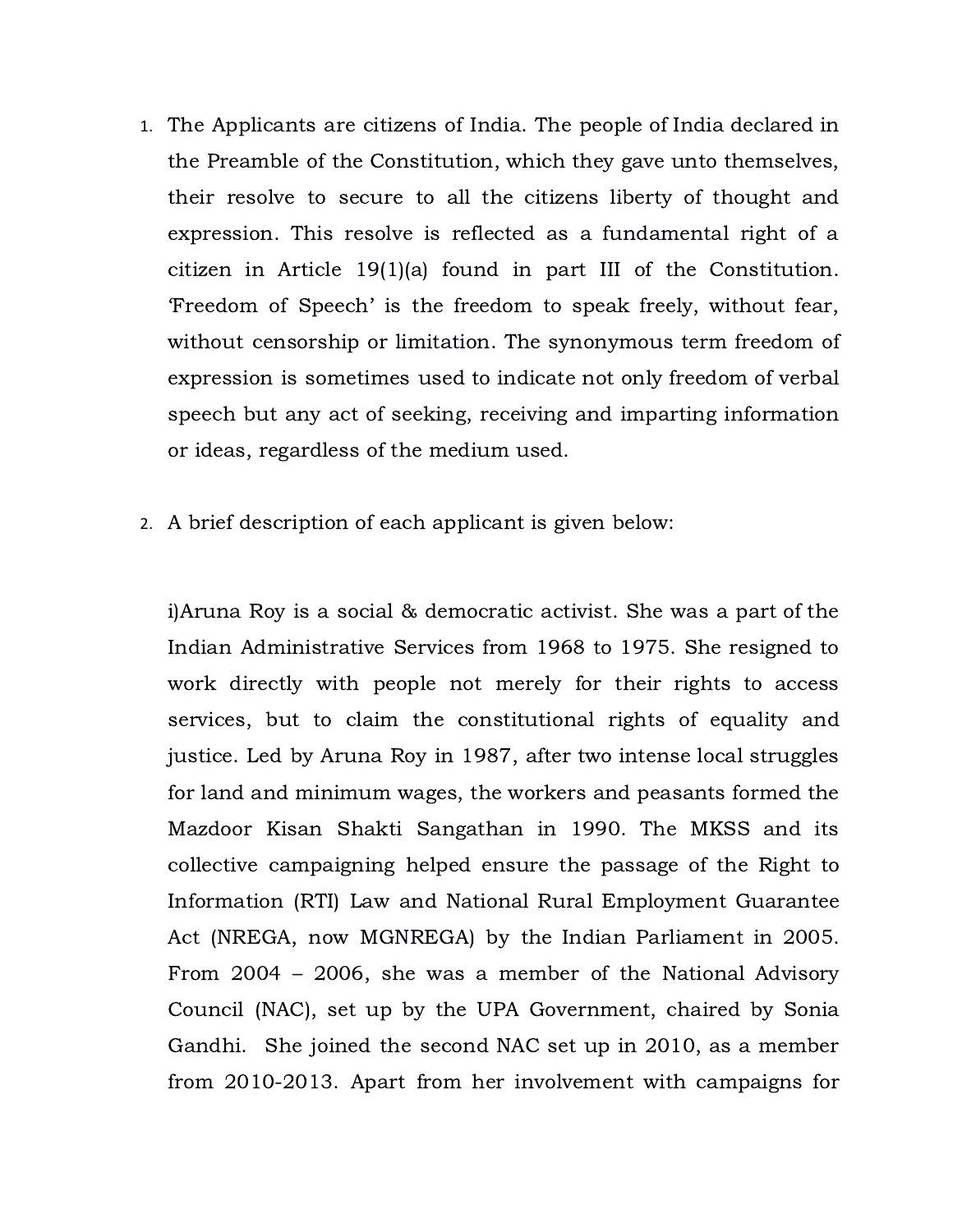1. The Applicants are citizens of India. The people of India declared in the Preamble of the Constitution, which they gave unto themselves, their resolve to secure to all the citizens liberty of thought and expression. This resolve is reflected as a fundamental right of a citizen in Article 19(1)(a) found in part III of the Constitution. 'Freedom of Speech' is the freedom to speak freely, without fear, without censorship or limitation. The synonymous term freedom of expression is sometimes used to indicate not only freedom of verbal speech but any act of seeking, receiving and imparting information or ideas, regardless of the medium used.

2. A brief description of each applicant is given below:

   i)Aruna Roy is a social & democratic activist. She was a part of the Indian Administrative Services from 1968 to 1975. She resigned to work directly with people not merely for their rights to access services, but to claim the constitutional rights of equality and justice. Led by Aruna Roy in 1987, after two intense local struggles for land and minimum wages, the workers and peasants formed the Mazdoor Kisan Shakti Sangathan in 1990. The MKSS and its collective campaigning helped ensure the passage of the Right to Information (RTI) Law and National Rural Employment Guarantee Act (NREGA, now MGNREGA) by the Indian Parliament in 2005. From 2004 – 2006, she was a member of the National Advisory Council (NAC), set up by the UPA Government, chaired by Sonia Gandhi. She joined the second NAC set up in 2010, as a member from 2010-2013. Apart from her involvement with campaigns for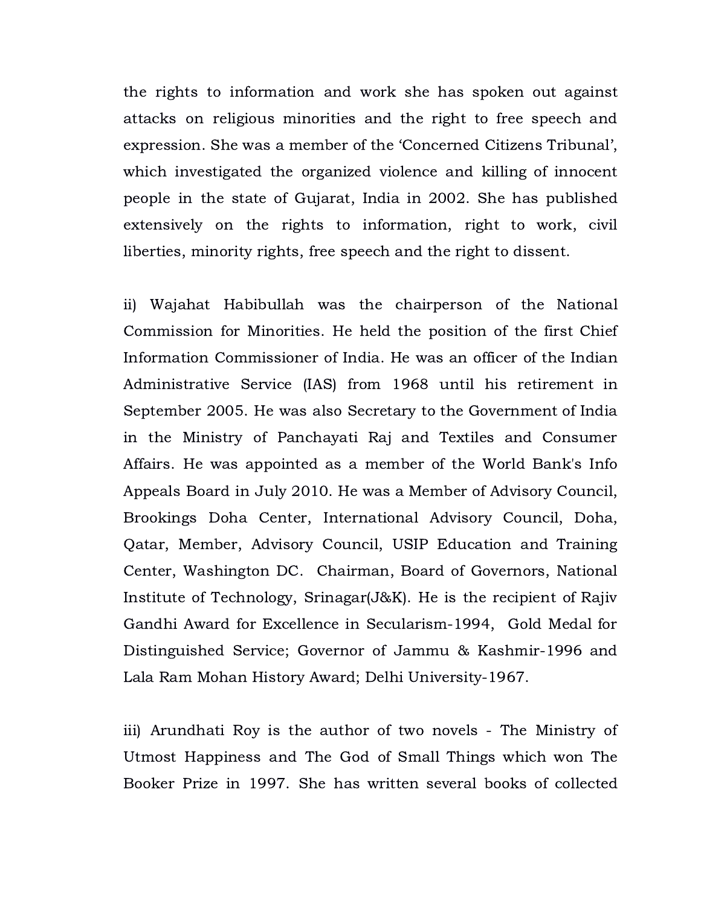the rights to information and work she has spoken out against attacks on religious minorities and the right to free speech and expression. She was a member of the 'Concerned Citizens Tribunal', which investigated the organized violence and killing of innocent people in the state of Gujarat, India in 2002. She has published extensively on the rights to information, right to work, civil liberties, minority rights, free speech and the right to dissent.

ii) Wajahat Habibullah was the chairperson of the National Commission for Minorities. He held the position of the first Chief Information Commissioner of India. He was an officer of the Indian Administrative Service (IAS) from 1968 until his retirement in September 2005. He was also Secretary to the Government of India in the Ministry of Panchayati Raj and Textiles and Consumer Affairs. He was appointed as a member of the World Bank's Info Appeals Board in July 2010. He was a Member of Advisory Council, Brookings Doha Center, International Advisory Council, Doha, Qatar, Member, Advisory Council, USIP Education and Training Center, Washington DC. Chairman, Board of Governors, National Institute of Technology, Srinagar(J&K). He is the recipient of Rajiv Gandhi Award for Excellence in Secularism-1994, Gold Medal for Distinguished Service; Governor of Jammu & Kashmir-1996 and Lala Ram Mohan History Award; Delhi University-1967.

iii) Arundhati Roy is the author of two novels - The Ministry of Utmost Happiness and The God of Small Things which won The Booker Prize in 1997. She has written several books of collected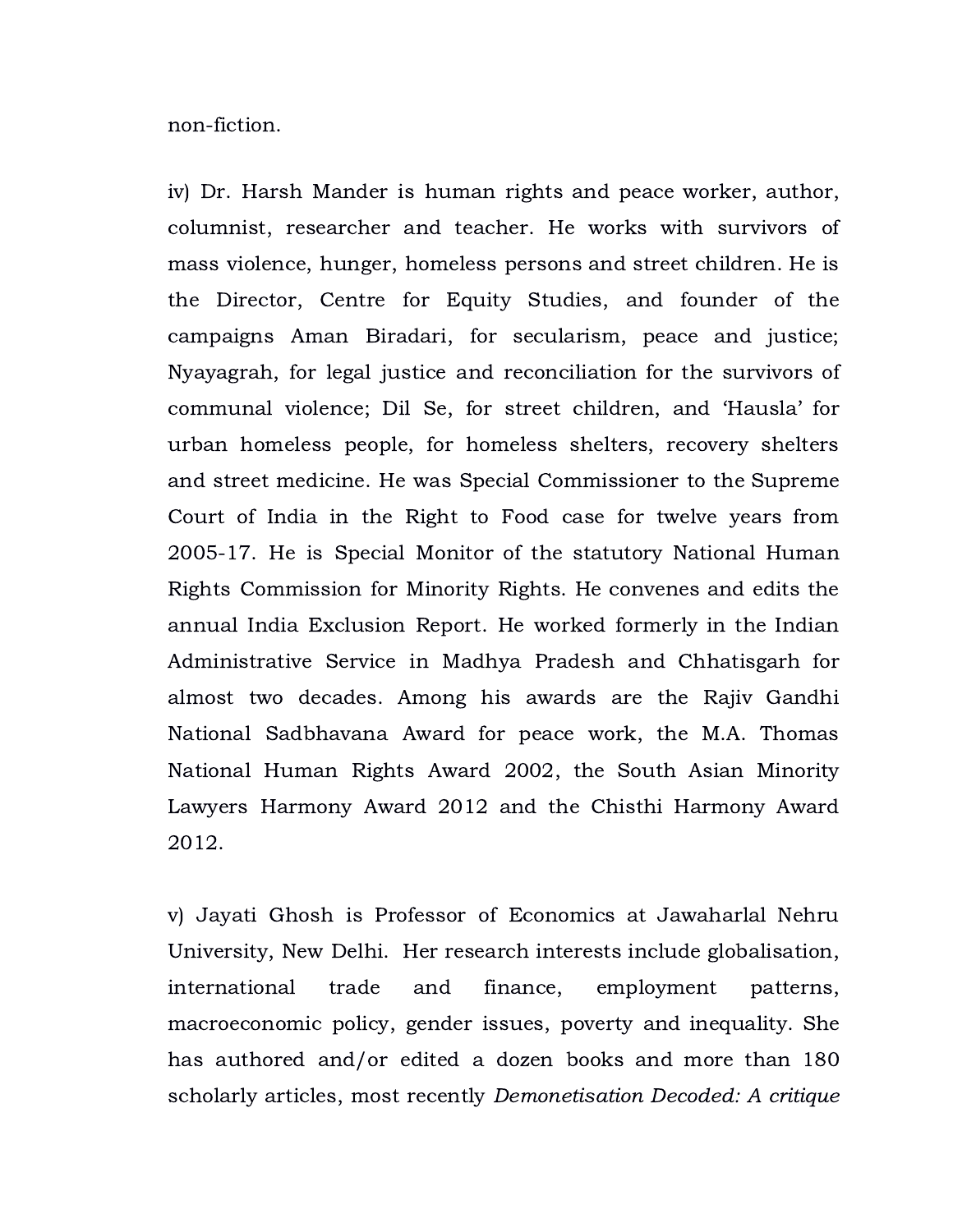non-fiction.

iv) Dr. Harsh Mander is human rights and peace worker, author, columnist, researcher and teacher. He works with survivors of mass violence, hunger, homeless persons and street children. He is the Director, Centre for Equity Studies, and founder of the campaigns Aman Biradari, for secularism, peace and justice; Nyayagrah, for legal justice and reconciliation for the survivors of communal violence; Dil Se, for street children, and 'Hausla' for urban homeless people, for homeless shelters, recovery shelters and street medicine. He was Special Commissioner to the Supreme Court of India in the Right to Food case for twelve years from 2005-17. He is Special Monitor of the statutory National Human Rights Commission for Minority Rights. He convenes and edits the annual India Exclusion Report. He worked formerly in the Indian Administrative Service in Madhya Pradesh and Chhatisgarh for almost two decades. Among his awards are the Rajiv Gandhi National Sadbhavana Award for peace work, the M.A. Thomas National Human Rights Award 2002, the South Asian Minority Lawyers Harmony Award 2012 and the Chisthi Harmony Award 2012.

v) Jayati Ghosh is Professor of Economics at Jawaharlal Nehru University, New Delhi. Her research interests include globalisation, international trade and finance, employment patterns, macroeconomic policy, gender issues, poverty and inequality. She has authored and/or edited a dozen books and more than 180 scholarly articles, most recently *Demonetisation Decoded: A critique*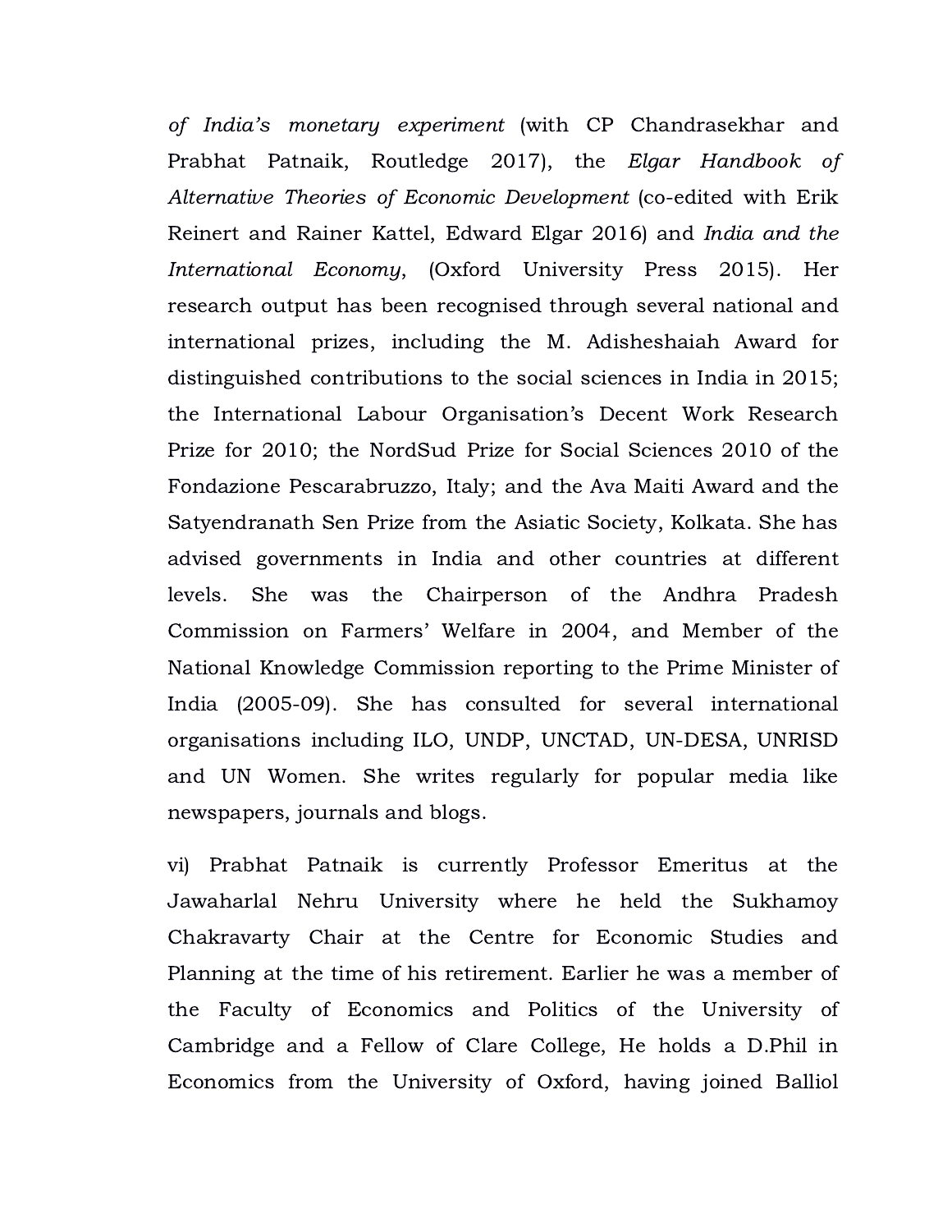*of India's monetary experiment* (with CP Chandrasekhar and Prabhat Patnaik, Routledge 2017), the *Elgar Handbook of Alternative Theories of Economic Development* (co-edited with Erik Reinert and Rainer Kattel, Edward Elgar 2016) and *India and the International Economy*, (Oxford University Press 2015). Her research output has been recognised through several national and international prizes, including the M. Adisheshaiah Award for distinguished contributions to the social sciences in India in 2015; the International Labour Organisation's Decent Work Research Prize for 2010; the NordSud Prize for Social Sciences 2010 of the Fondazione Pescarabruzzo, Italy; and the Ava Maiti Award and the Satyendranath Sen Prize from the Asiatic Society, Kolkata. She has advised governments in India and other countries at different levels. She was the Chairperson of the Andhra Pradesh Commission on Farmers' Welfare in 2004, and Member of the National Knowledge Commission reporting to the Prime Minister of India (2005-09). She has consulted for several international organisations including ILO, UNDP, UNCTAD, UN-DESA, UNRISD and UN Women. She writes regularly for popular media like newspapers, journals and blogs.

vi) Prabhat Patnaik is currently Professor Emeritus at the Jawaharlal Nehru University where he held the Sukhamoy Chakravarty Chair at the Centre for Economic Studies and Planning at the time of his retirement. Earlier he was a member of the Faculty of Economics and Politics of the University of Cambridge and a Fellow of Clare College, He holds a D.Phil in Economics from the University of Oxford, having joined Balliol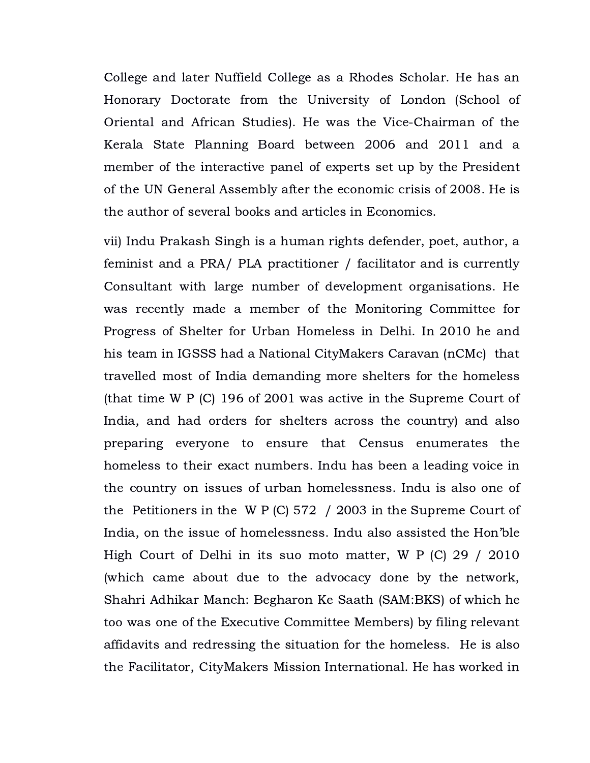College and later Nuffield College as a Rhodes Scholar. He has an Honorary Doctorate from the University of London (School of Oriental and African Studies). He was the Vice-Chairman of the Kerala State Planning Board between 2006 and 2011 and a member of the interactive panel of experts set up by the President of the UN General Assembly after the economic crisis of 2008. He is the author of several books and articles in Economics.

vii) Indu Prakash Singh is a human rights defender, poet, author, a feminist and a PRA/ PLA practitioner / facilitator and is currently Consultant with large number of development organisations. He was recently made a member of the Monitoring Committee for Progress of Shelter for Urban Homeless in Delhi. In 2010 he and his team in IGSSS had a National CityMakers Caravan (nCMc) that travelled most of India demanding more shelters for the homeless (that time W P (C) 196 of 2001 was active in the Supreme Court of India, and had orders for shelters across the country) and also preparing everyone to ensure that Census enumerates the homeless to their exact numbers. Indu has been a leading voice in the country on issues of urban homelessness. Indu is also one of the Petitioners in the W P (C) 572 / 2003 in the Supreme Court of India, on the issue of homelessness. Indu also assisted the Hon'ble High Court of Delhi in its suo moto matter, W P (C) 29 / 2010 (which came about due to the advocacy done by the network, Shahri Adhikar Manch: Begharon Ke Saath (SAM:BKS) of which he too was one of the Executive Committee Members) by filing relevant affidavits and redressing the situation for the homeless. He is also the Facilitator, CityMakers Mission International. He has worked in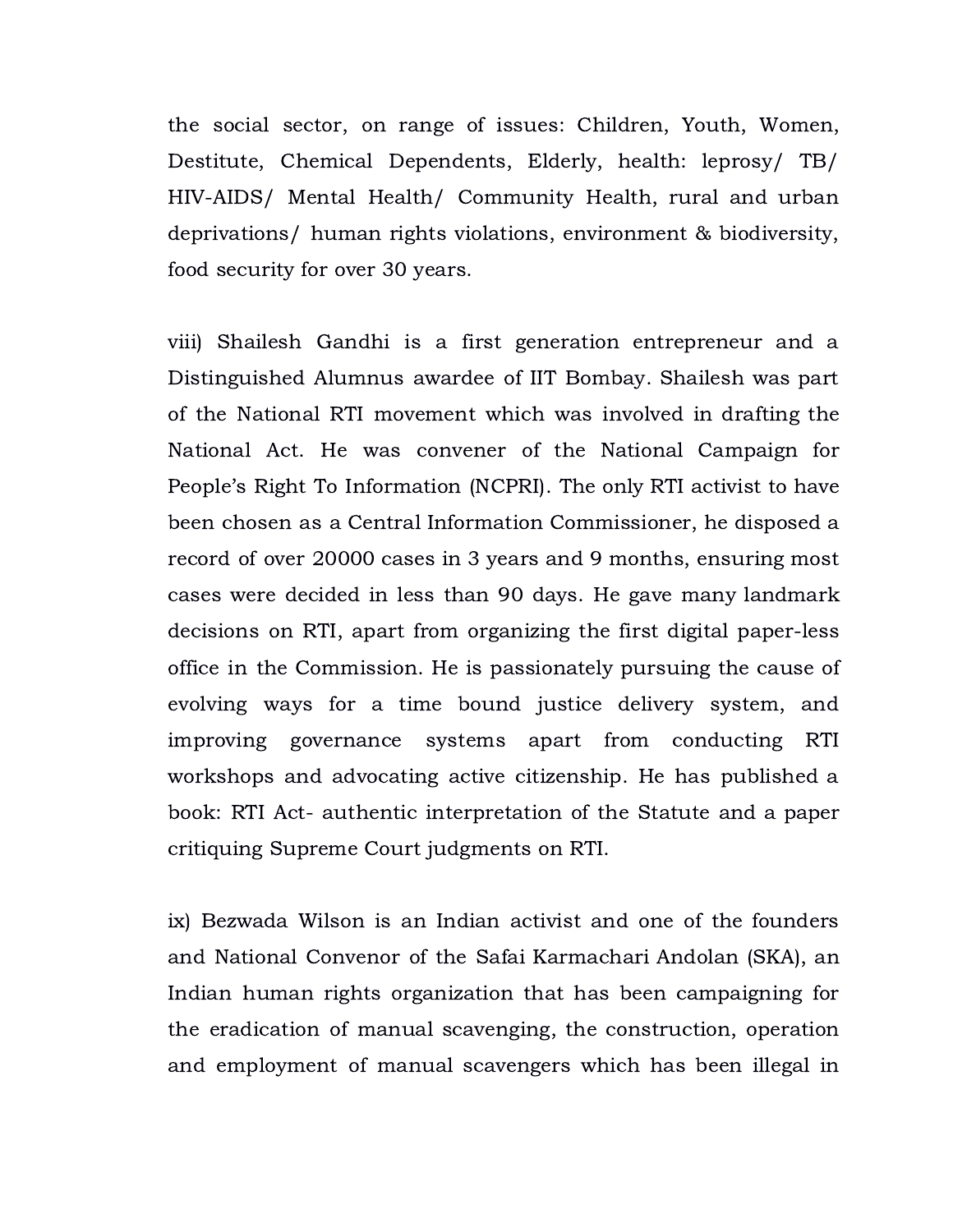the social sector, on range of issues: Children, Youth, Women, Destitute, Chemical Dependents, Elderly, health: leprosy/ TB/ HIV-AIDS/ Mental Health/ Community Health, rural and urban deprivations/ human rights violations, environment & biodiversity, food security for over 30 years.

viii) Shailesh Gandhi is a first generation entrepreneur and a Distinguished Alumnus awardee of IIT Bombay. Shailesh was part of the National RTI movement which was involved in drafting the National Act. He was convener of the National Campaign for People's Right To Information (NCPRI). The only RTI activist to have been chosen as a Central Information Commissioner, he disposed a record of over 20000 cases in 3 years and 9 months, ensuring most cases were decided in less than 90 days. He gave many landmark decisions on RTI, apart from organizing the first digital paper-less office in the Commission. He is passionately pursuing the cause of evolving ways for a time bound justice delivery system, and improving governance systems apart from conducting RTI workshops and advocating active citizenship. He has published a book: RTI Act- authentic interpretation of the Statute and a paper critiquing Supreme Court judgments on RTI.

ix) Bezwada Wilson is an Indian activist and one of the founders and National Convenor of the Safai Karmachari Andolan (SKA), an Indian human rights organization that has been campaigning for the eradication of manual scavenging, the construction, operation and employment of manual scavengers which has been illegal in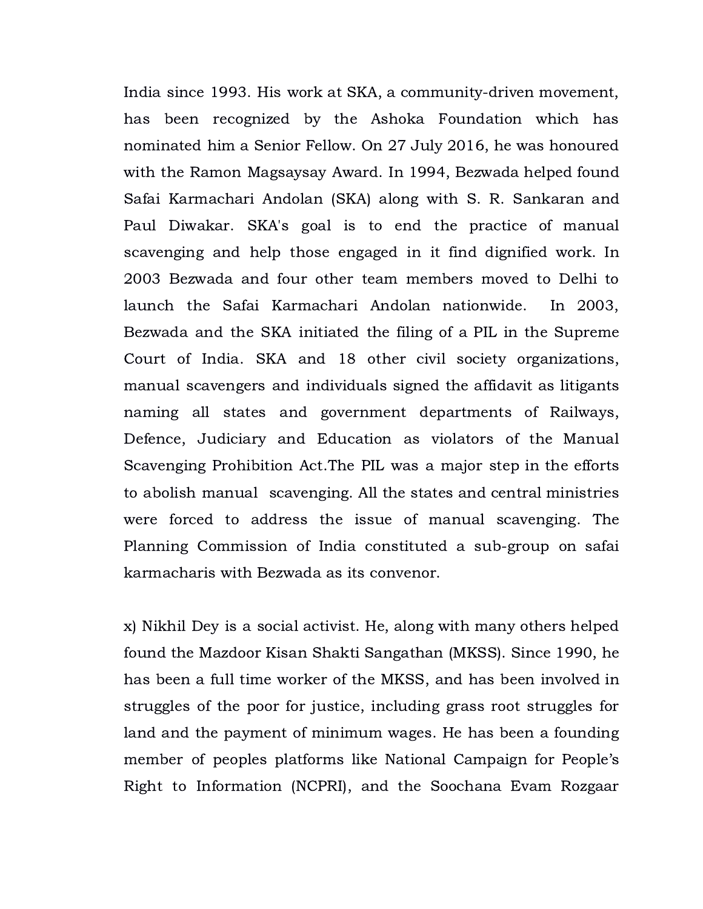India since 1993. His work at SKA, a community-driven movement, has been recognized by the Ashoka Foundation which has nominated him a Senior Fellow. On 27 July 2016, he was honoured with the Ramon Magsaysay Award. In 1994, Bezwada helped found Safai Karmachari Andolan (SKA) along with S. R. Sankaran and Paul Diwakar. SKA's goal is to end the practice of manual scavenging and help those engaged in it find dignified work. In 2003 Bezwada and four other team members moved to Delhi to launch the Safai Karmachari Andolan nationwide. In 2003, Bezwada and the SKA initiated the filing of a PIL in the Supreme Court of India. SKA and 18 other civil society organizations, manual scavengers and individuals signed the affidavit as litigants naming all states and government departments of Railways, Defence, Judiciary and Education as violators of the Manual Scavenging Prohibition Act.The PIL was a major step in the efforts to abolish manual scavenging. All the states and central ministries were forced to address the issue of manual scavenging. The Planning Commission of India constituted a sub-group on safai karmacharis with Bezwada as its convenor.

x) Nikhil Dey is a social activist. He, along with many others helped found the Mazdoor Kisan Shakti Sangathan (MKSS). Since 1990, he has been a full time worker of the MKSS, and has been involved in struggles of the poor for justice, including grass root struggles for land and the payment of minimum wages. He has been a founding member of peoples platforms like National Campaign for People's Right to Information (NCPRI), and the Soochana Evam Rozgaar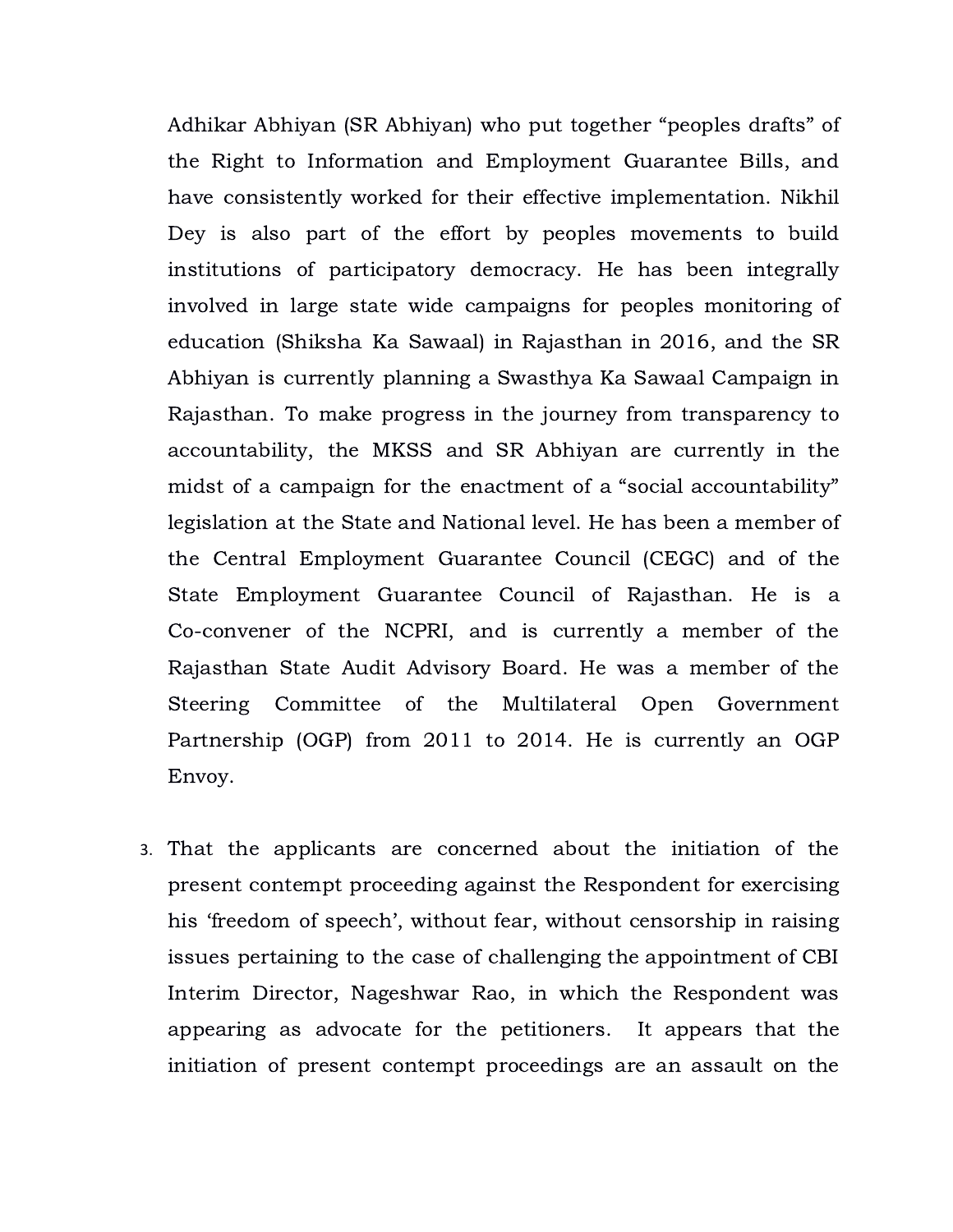Adhikar Abhiyan (SR Abhiyan) who put together "peoples drafts" of the Right to Information and Employment Guarantee Bills, and have consistently worked for their effective implementation. Nikhil Dey is also part of the effort by peoples movements to build institutions of participatory democracy. He has been integrally involved in large state wide campaigns for peoples monitoring of education (Shiksha Ka Sawaal) in Rajasthan in 2016, and the SR Abhiyan is currently planning a Swasthya Ka Sawaal Campaign in Rajasthan. To make progress in the journey from transparency to accountability, the MKSS and SR Abhiyan are currently in the midst of a campaign for the enactment of a "social accountability" legislation at the State and National level. He has been a member of the Central Employment Guarantee Council (CEGC) and of the State Employment Guarantee Council of Rajasthan. He is a Co-convener of the NCPRI, and is currently a member of the Rajasthan State Audit Advisory Board. He was a member of the Steering Committee of the Multilateral Open Government Partnership (OGP) from 2011 to 2014. He is currently an OGP Envoy.

3. That the applicants are concerned about the initiation of the present contempt proceeding against the Respondent for exercising his 'freedom of speech', without fear, without censorship in raising issues pertaining to the case of challenging the appointment of CBI Interim Director, Nageshwar Rao, in which the Respondent was appearing as advocate for the petitioners. It appears that the initiation of present contempt proceedings are an assault on the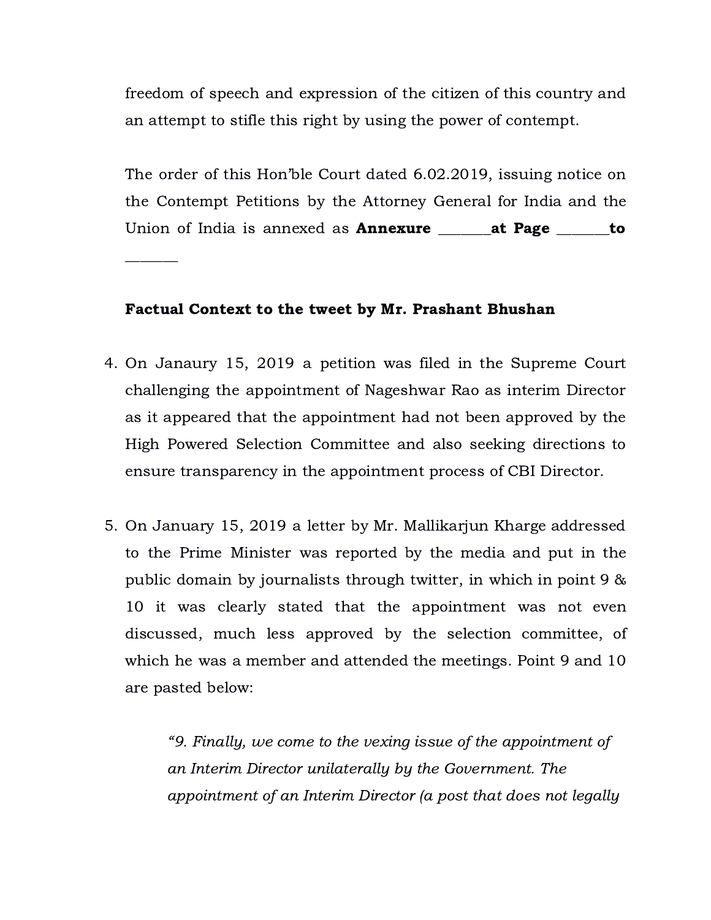freedom of speech and expression of the citizen of this country and an attempt to stifle this right by using the power of contempt.

The order of this Hon'ble Court dated 6.02.2019, issuing notice on the Contempt Petitions by the Attorney General for India and the Union of India is annexed as **Annexure _______at Page _______to _______**

**Factual Context to the tweet by Mr. Prashant Bhushan**

4. On Janaury 15, 2019 a petition was filed in the Supreme Court challenging the appointment of Nageshwar Rao as interim Director as it appeared that the appointment had not been approved by the High Powered Selection Committee and also seeking directions to ensure transparency in the appointment process of CBI Director.

5. On January 15, 2019 a letter by Mr. Mallikarjun Kharge addressed to the Prime Minister was reported by the media and put in the public domain by journalists through twitter, in which in point 9 & 10 it was clearly stated that the appointment was not even discussed, much less approved by the selection committee, of which he was a member and attended the meetings. Point 9 and 10 are pasted below:

   > *"9. Finally, we come to the vexing issue of the appointment of an Interim Director unilaterally by the Government. The appointment of an Interim Director (a post that does not legally*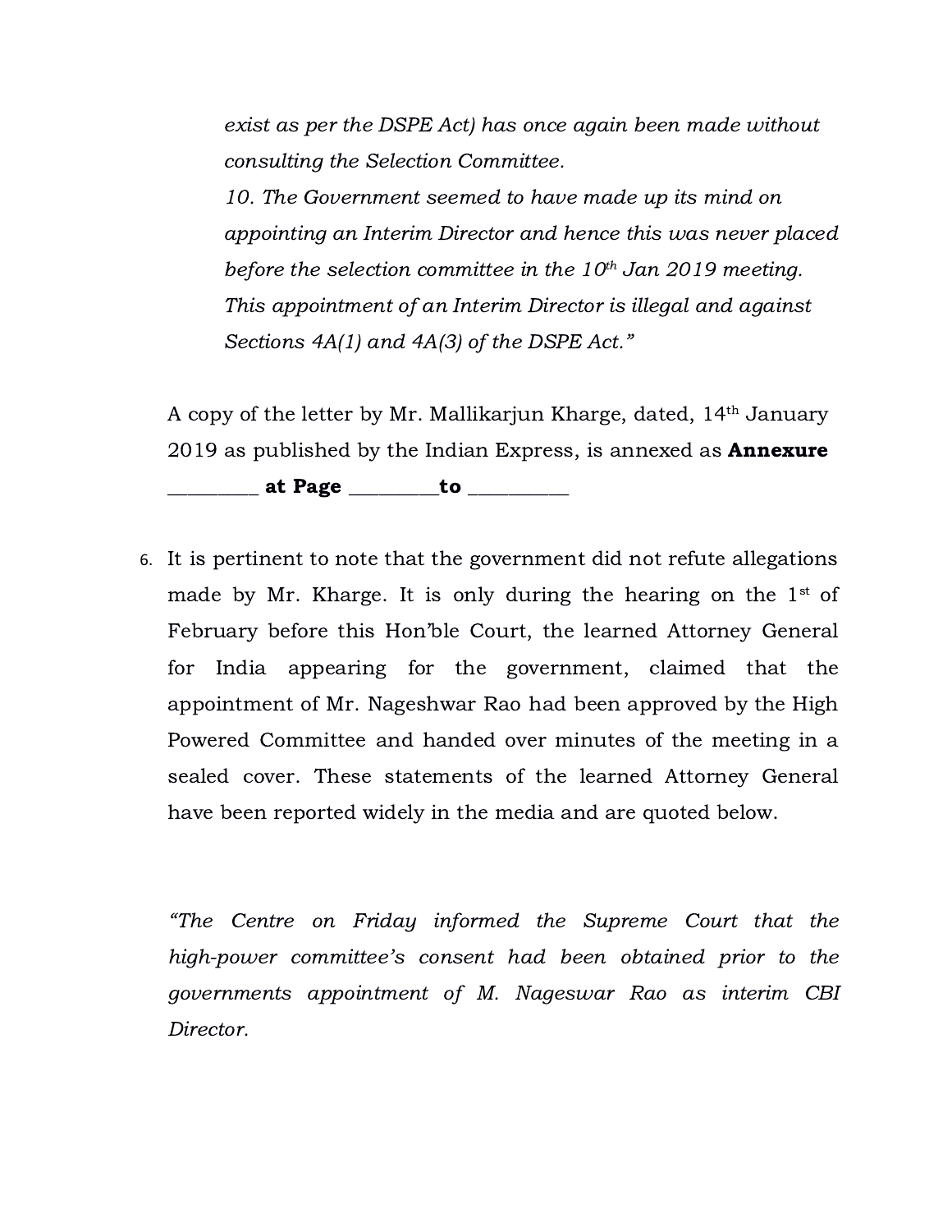*exist as per the DSPE Act) has once again been made without consulting the Selection Committee.*

*10. The Government seemed to have made up its mind on appointing an Interim Director and hence this was never placed before the selection committee in the 10th Jan 2019 meeting. This appointment of an Interim Director is illegal and against Sections 4A(1) and 4A(3) of the DSPE Act."*

A copy of the letter by Mr. Mallikarjun Kharge, dated, 14th January 2019 as published by the Indian Express, is annexed as **Annexure _________ at Page _________to __________**

6. It is pertinent to note that the government did not refute allegations made by Mr. Kharge. It is only during the hearing on the 1st of February before this Hon'ble Court, the learned Attorney General for India appearing for the government, claimed that the appointment of Mr. Nageshwar Rao had been approved by the High Powered Committee and handed over minutes of the meeting in a sealed cover. These statements of the learned Attorney General have been reported widely in the media and are quoted below.

*"The Centre on Friday informed the Supreme Court that the high-power committee's consent had been obtained prior to the governments appointment of M. Nageswar Rao as interim CBI Director.*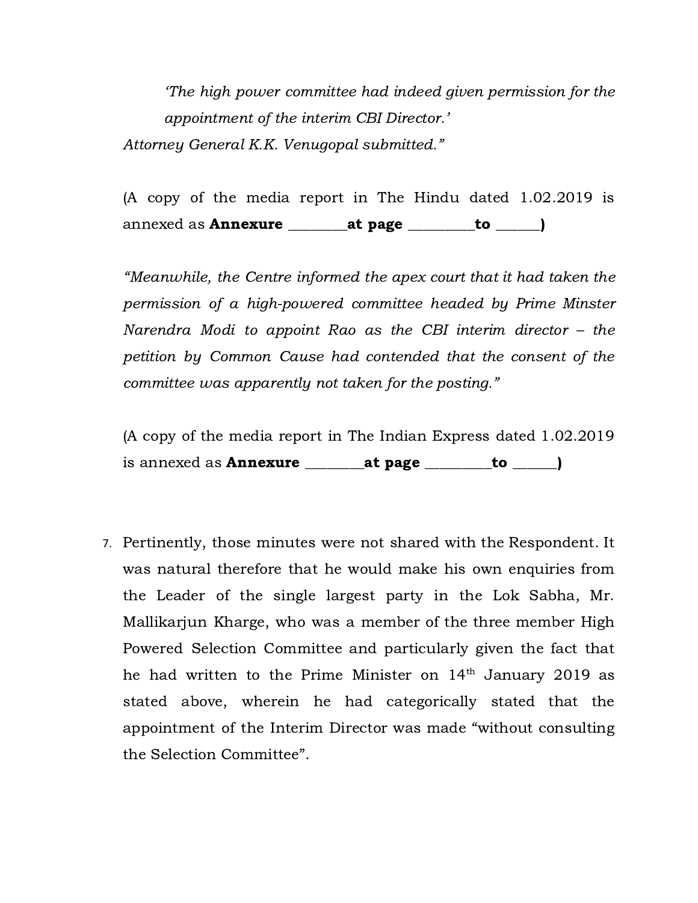*'The high power committee had indeed given permission for the appointment of the interim CBI Director.'*

*Attorney General K.K. Venugopal submitted."*

(A copy of the media report in The Hindu dated 1.02.2019 is annexed as **Annexure ________at page _________to ______)**

*"Meanwhile, the Centre informed the apex court that it had taken the permission of a high-powered committee headed by Prime Minster Narendra Modi to appoint Rao as the CBI interim director – the petition by Common Cause had contended that the consent of the committee was apparently not taken for the posting."*

(A copy of the media report in The Indian Express dated 1.02.2019 is annexed as **Annexure ________at page _________to ______)**

7. Pertinently, those minutes were not shared with the Respondent. It was natural therefore that he would make his own enquiries from the Leader of the single largest party in the Lok Sabha, Mr. Mallikarjun Kharge, who was a member of the three member High Powered Selection Committee and particularly given the fact that he had written to the Prime Minister on 14th January 2019 as stated above, wherein he had categorically stated that the appointment of the Interim Director was made "without consulting the Selection Committee".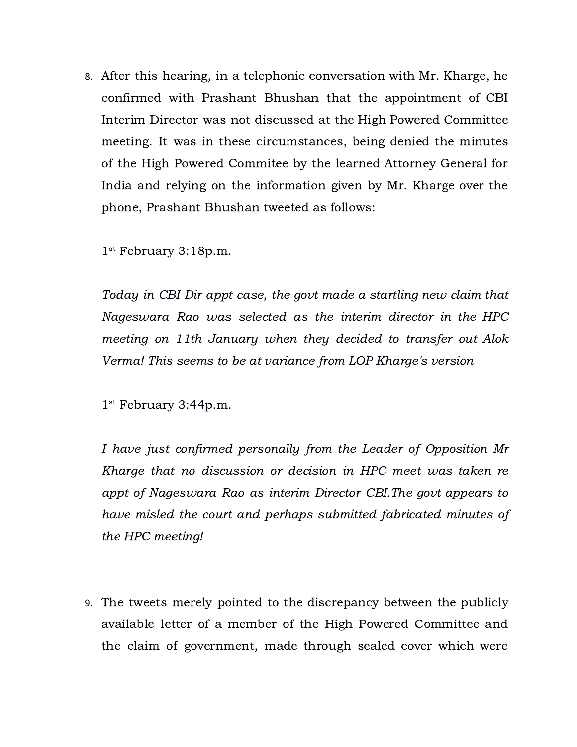8. After this hearing, in a telephonic conversation with Mr. Kharge, he confirmed with Prashant Bhushan that the appointment of CBI Interim Director was not discussed at the High Powered Committee meeting. It was in these circumstances, being denied the minutes of the High Powered Commitee by the learned Attorney General for India and relying on the information given by Mr. Kharge over the phone, Prashant Bhushan tweeted as follows:

   1st February 3:18p.m.

   *Today in CBI Dir appt case, the govt made a startling new claim that Nageswara Rao was selected as the interim director in the HPC meeting on 11th January when they decided to transfer out Alok Verma! This seems to be at variance from LOP Kharge's version*

   1st February 3:44p.m.

   *I have just confirmed personally from the Leader of Opposition Mr Kharge that no discussion or decision in HPC meet was taken re appt of Nageswara Rao as interim Director CBI.The govt appears to have misled the court and perhaps submitted fabricated minutes of the HPC meeting!*

9. The tweets merely pointed to the discrepancy between the publicly available letter of a member of the High Powered Committee and the claim of government, made through sealed cover which were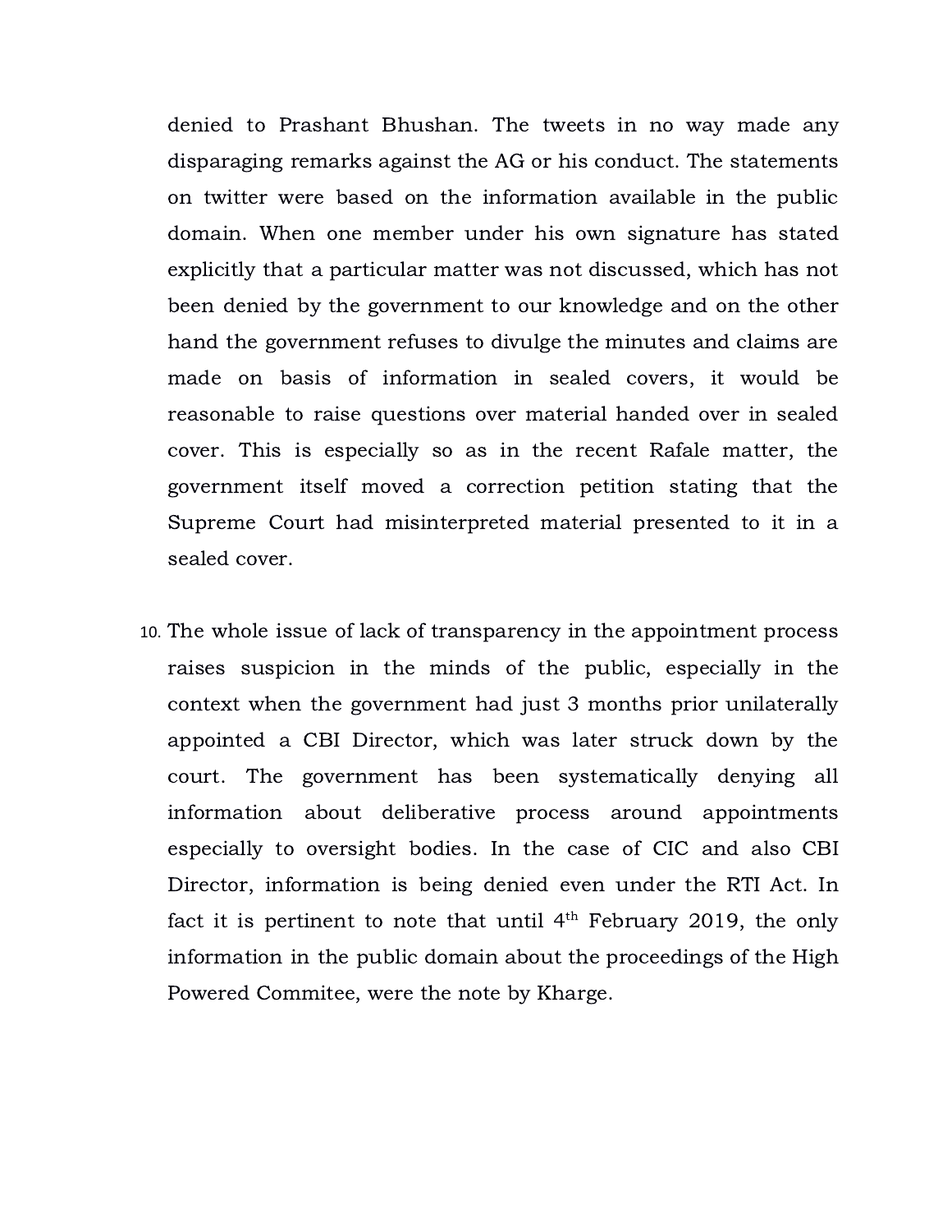denied to Prashant Bhushan. The tweets in no way made any disparaging remarks against the AG or his conduct. The statements on twitter were based on the information available in the public domain. When one member under his own signature has stated explicitly that a particular matter was not discussed, which has not been denied by the government to our knowledge and on the other hand the government refuses to divulge the minutes and claims are made on basis of information in sealed covers, it would be reasonable to raise questions over material handed over in sealed cover. This is especially so as in the recent Rafale matter, the government itself moved a correction petition stating that the Supreme Court had misinterpreted material presented to it in a sealed cover.

10. The whole issue of lack of transparency in the appointment process raises suspicion in the minds of the public, especially in the context when the government had just 3 months prior unilaterally appointed a CBI Director, which was later struck down by the court. The government has been systematically denying all information about deliberative process around appointments especially to oversight bodies. In the case of CIC and also CBI Director, information is being denied even under the RTI Act. In fact it is pertinent to note that until 4th February 2019, the only information in the public domain about the proceedings of the High Powered Commitee, were the note by Kharge.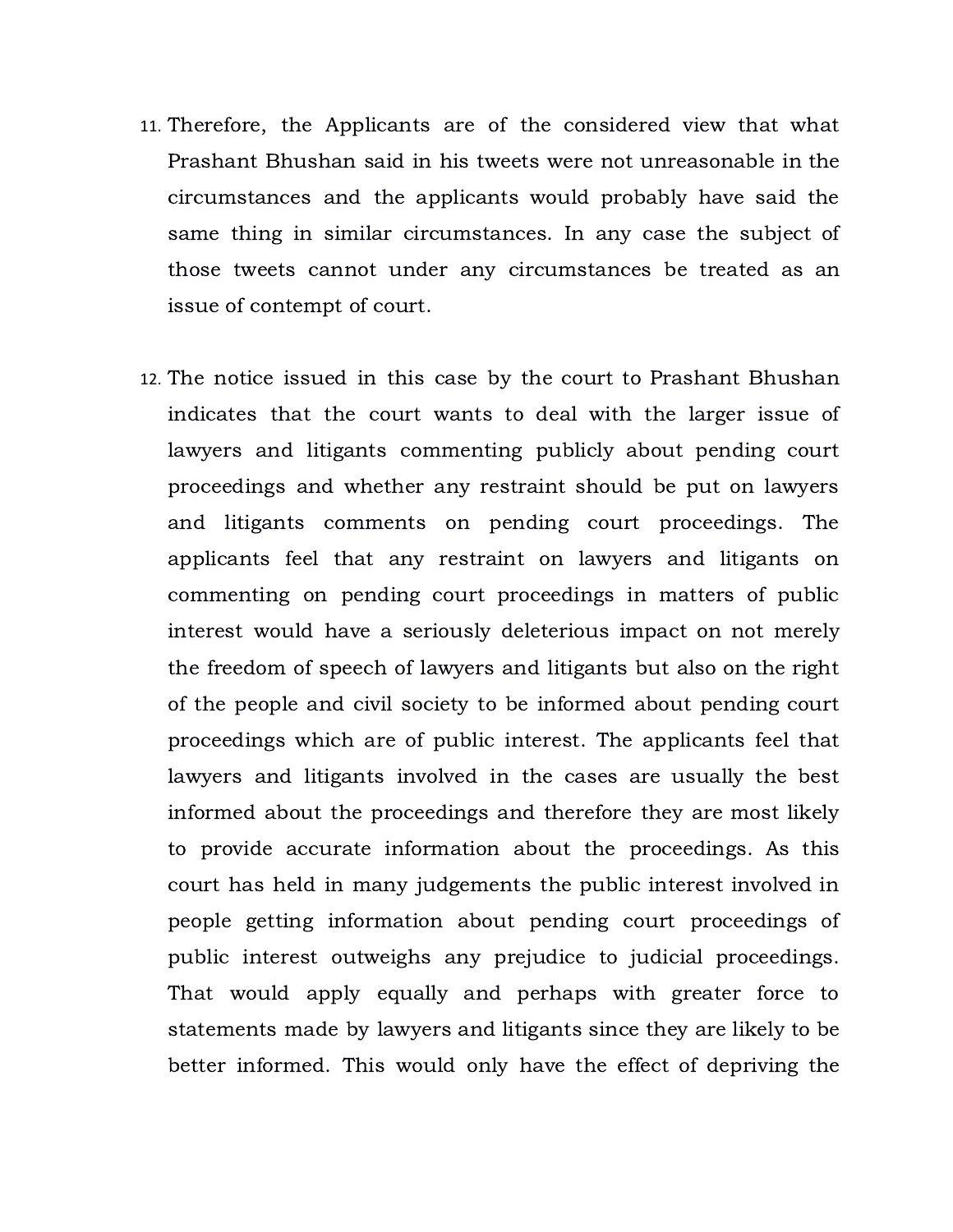11. Therefore, the Applicants are of the considered view that what Prashant Bhushan said in his tweets were not unreasonable in the circumstances and the applicants would probably have said the same thing in similar circumstances. In any case the subject of those tweets cannot under any circumstances be treated as an issue of contempt of court.

12. The notice issued in this case by the court to Prashant Bhushan indicates that the court wants to deal with the larger issue of lawyers and litigants commenting publicly about pending court proceedings and whether any restraint should be put on lawyers and litigants comments on pending court proceedings. The applicants feel that any restraint on lawyers and litigants on commenting on pending court proceedings in matters of public interest would have a seriously deleterious impact on not merely the freedom of speech of lawyers and litigants but also on the right of the people and civil society to be informed about pending court proceedings which are of public interest. The applicants feel that lawyers and litigants involved in the cases are usually the best informed about the proceedings and therefore they are most likely to provide accurate information about the proceedings. As this court has held in many judgements the public interest involved in people getting information about pending court proceedings of public interest outweighs any prejudice to judicial proceedings. That would apply equally and perhaps with greater force to statements made by lawyers and litigants since they are likely to be better informed. This would only have the effect of depriving the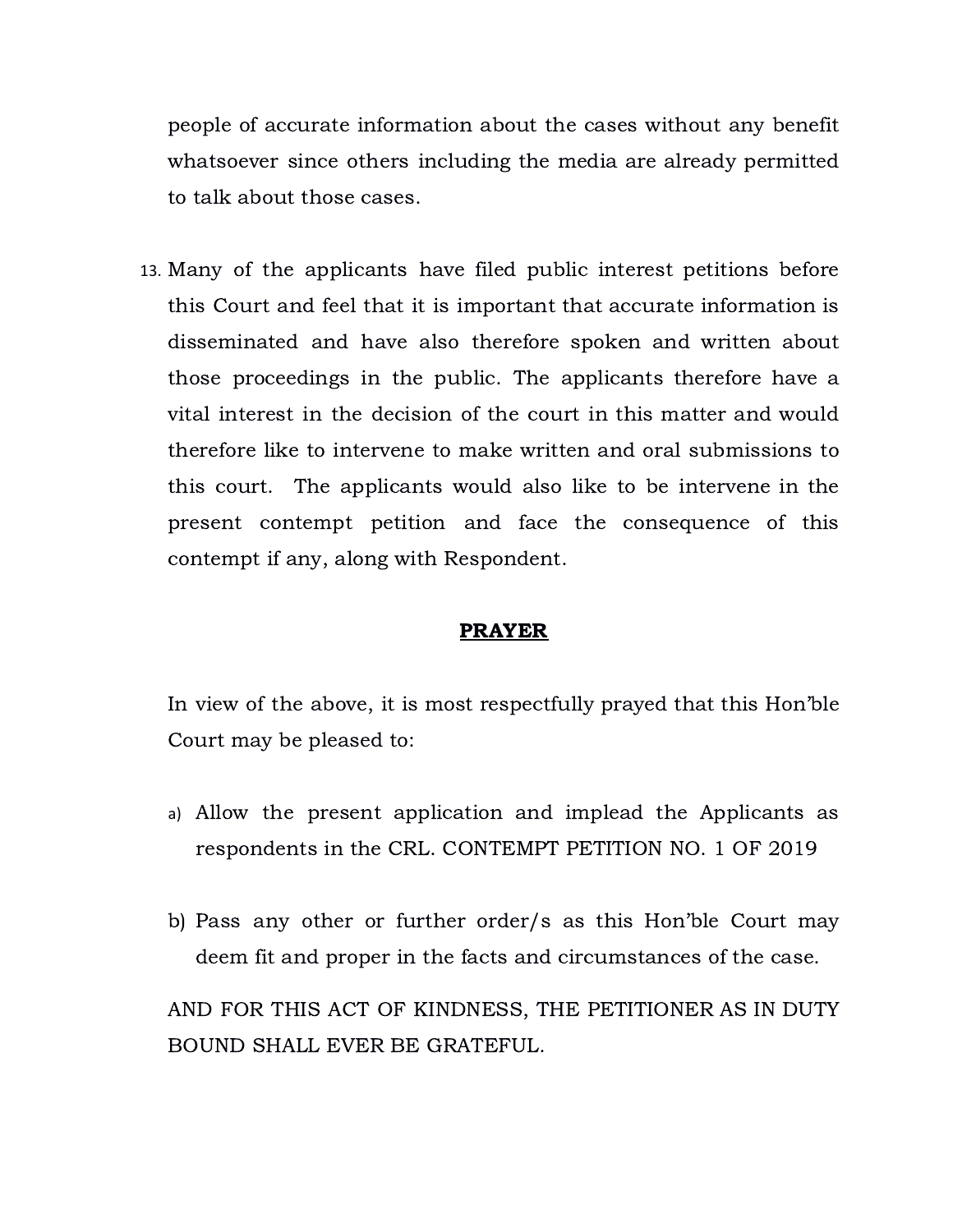people of accurate information about the cases without any benefit whatsoever since others including the media are already permitted to talk about those cases.

13. Many of the applicants have filed public interest petitions before this Court and feel that it is important that accurate information is disseminated and have also therefore spoken and written about those proceedings in the public. The applicants therefore have a vital interest in the decision of the court in this matter and would therefore like to intervene to make written and oral submissions to this court. The applicants would also like to be intervene in the present contempt petition and face the consequence of this contempt if any, along with Respondent.

## **PRAYER**

In view of the above, it is most respectfully prayed that this Hon'ble Court may be pleased to:

a) Allow the present application and implead the Applicants as respondents in the CRL. CONTEMPT PETITION NO. 1 OF 2019

b) Pass any other or further order/s as this Hon'ble Court may deem fit and proper in the facts and circumstances of the case.

AND FOR THIS ACT OF KINDNESS, THE PETITIONER AS IN DUTY BOUND SHALL EVER BE GRATEFUL.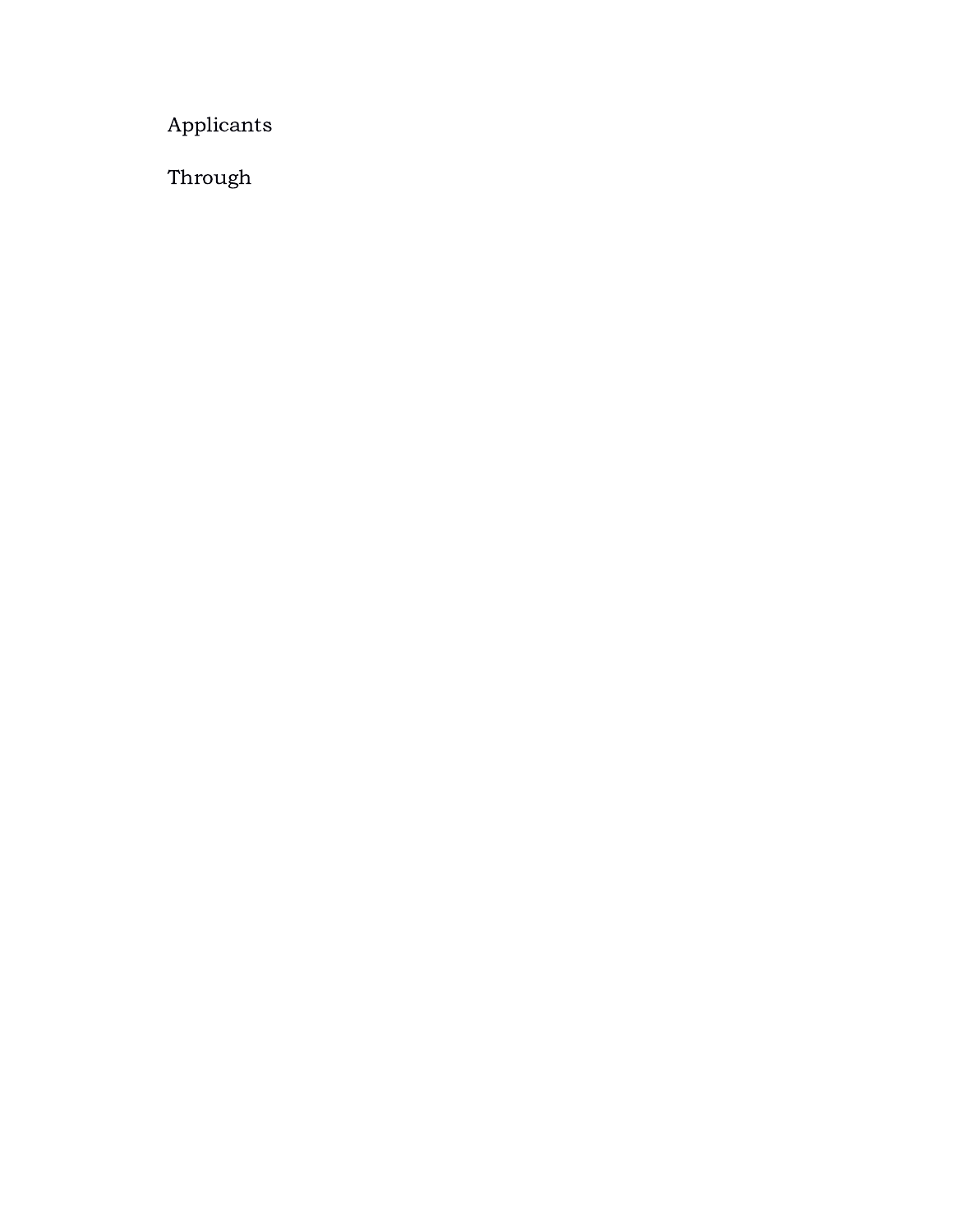Applicants

Through